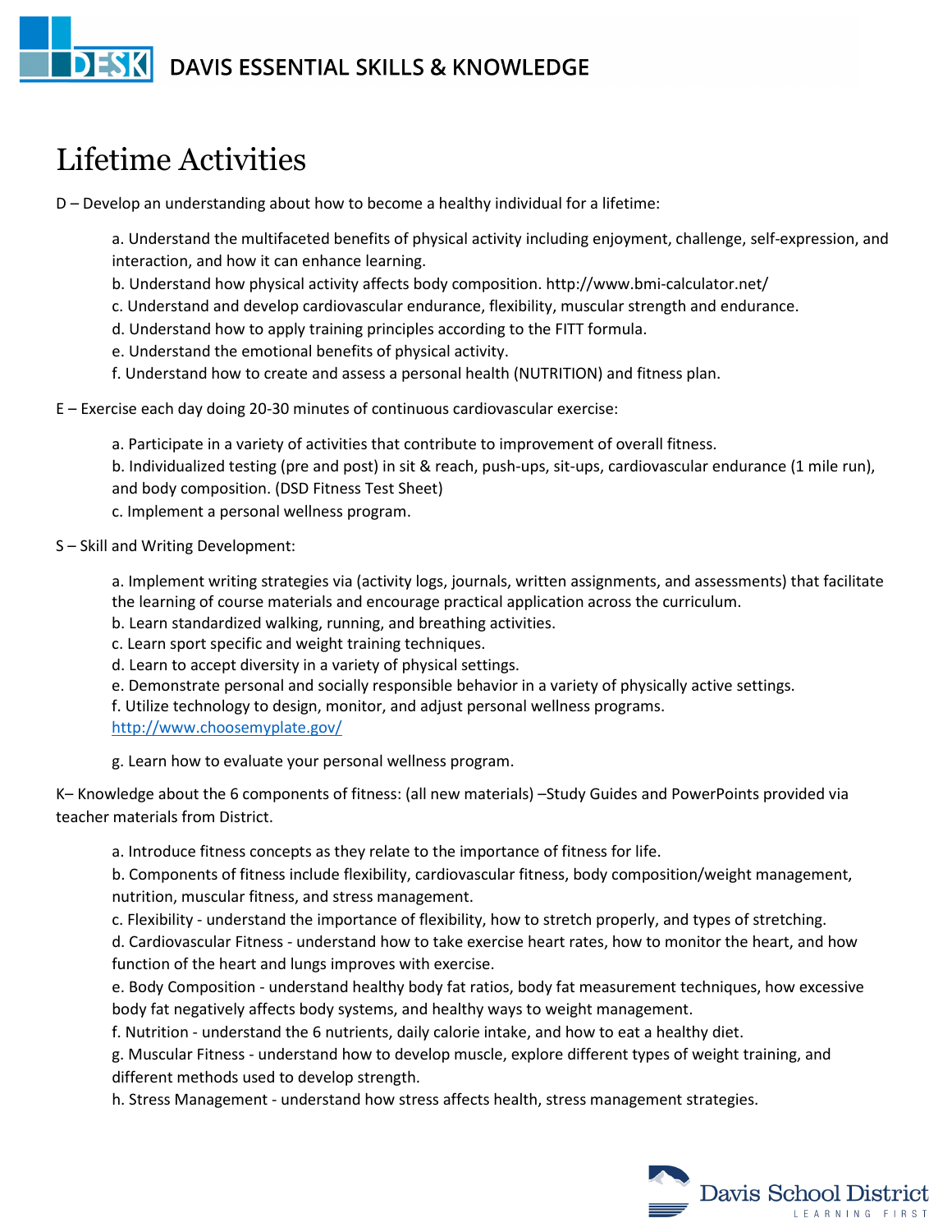# Lifetime Activities

D – Develop an understanding about how to become a healthy individual for a lifetime:

a. Understand the multifaceted benefits of physical activity including enjoyment, challenge, self-expression, and interaction, and how it can enhance learning.
b. Understand how physical activity affects body composition. http://www.bmi-calculator.net/
c. Understand and develop cardiovascular endurance, flexibility, muscular strength and endurance.
d. Understand how to apply training principles according to the FITT formula.
e. Understand the emotional benefits of physical activity.
f. Understand how to create and assess a personal health (NUTRITION) and fitness plan.

E – Exercise each day doing 20-30 minutes of continuous cardiovascular exercise:

a. Participate in a variety of activities that contribute to improvement of overall fitness.
b. Individualized testing (pre and post) in sit & reach, push-ups, sit-ups, cardiovascular endurance (1 mile run), and body composition. (DSD Fitness Test Sheet)
c. Implement a personal wellness program.

S – Skill and Writing Development:

a. Implement writing strategies via (activity logs, journals, written assignments, and assessments) that facilitate the learning of course materials and encourage practical application across the curriculum.
b. Learn standardized walking, running, and breathing activities.
c. Learn sport specific and weight training techniques.
d. Learn to accept diversity in a variety of physical settings.
e. Demonstrate personal and socially responsible behavior in a variety of physically active settings.
f. Utilize technology to design, monitor, and adjust personal wellness programs. [http://www.choosemyplate.gov/](http://www.choosemyplate.gov/)

g. Learn how to evaluate your personal wellness program.

K– Knowledge about the 6 components of fitness: (all new materials) –Study Guides and PowerPoints provided via teacher materials from District.

a. Introduce fitness concepts as they relate to the importance of fitness for life.
b. Components of fitness include flexibility, cardiovascular fitness, body composition/weight management, nutrition, muscular fitness, and stress management.
c. Flexibility - understand the importance of flexibility, how to stretch properly, and types of stretching.
d. Cardiovascular Fitness - understand how to take exercise heart rates, how to monitor the heart, and how function of the heart and lungs improves with exercise.
e. Body Composition - understand healthy body fat ratios, body fat measurement techniques, how excessive body fat negatively affects body systems, and healthy ways to weight management.
f. Nutrition - understand the 6 nutrients, daily calorie intake, and how to eat a healthy diet.
g. Muscular Fitness - understand how to develop muscle, explore different types of weight training, and different methods used to develop strength.
h. Stress Management - understand how stress affects health, stress management strategies.